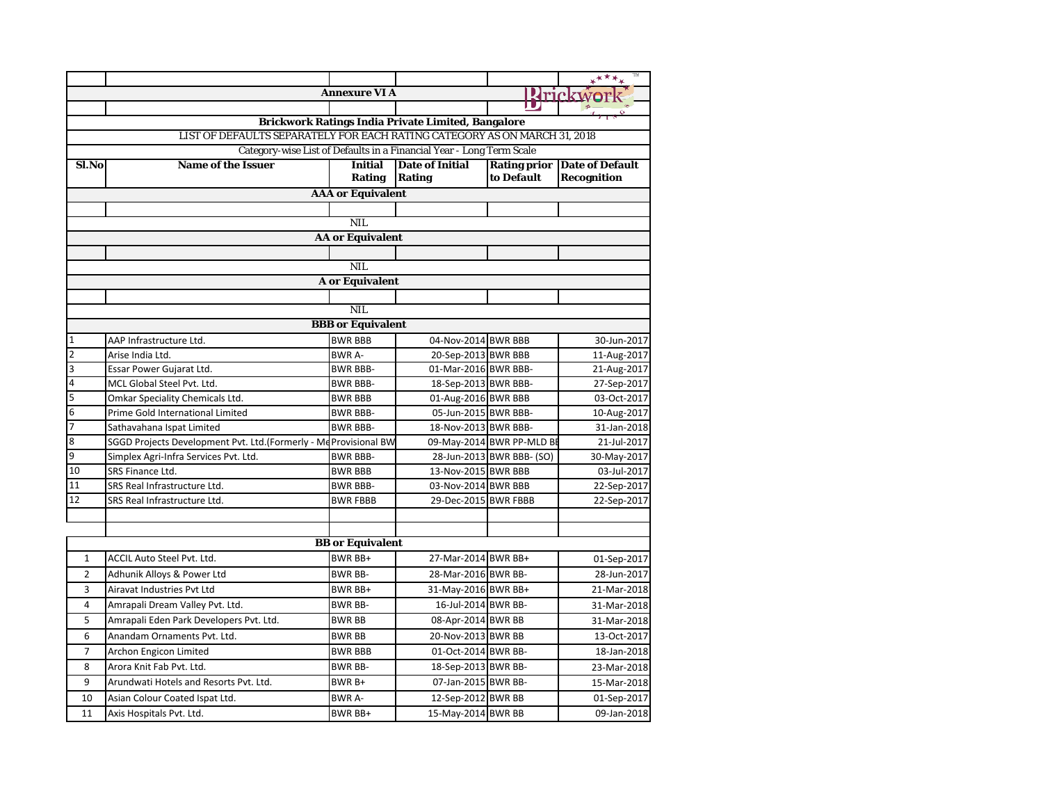**Annexure VI A**

**Brickwork Ratings India Private Limited, Bangalore**

LIST OF DEFAULTS SEPARATELY FOR EACH RATING CATEGORY AS ON MARCH 31, 2018

Category-wise List of Defaults in a Financial Year - Long Term Scale

| Sl.No | Name of the Issuer | Initial Rating | Date of Initial Rating | Rating prior to Default | Date of Default Recognition |
|---|---|---|---|---|---|
| | | **AAA or Equivalent** | | | |
| | | NIL | | | |
| | | **AA or Equivalent** | | | |
| | | NIL | | | |
| | | **A or Equivalent** | | | |
| | | NIL | | | |
| | | **BBB or Equivalent** | | | |
| 1 | AAP Infrastructure Ltd. | BWR BBB | 04-Nov-2014 | BWR BBB | 30-Jun-2017 |
| 2 | Arise India Ltd. | BWR A- | 20-Sep-2013 | BWR BBB | 11-Aug-2017 |
| 3 | Essar Power Gujarat Ltd. | BWR BBB- | 01-Mar-2016 | BWR BBB- | 21-Aug-2017 |
| 4 | MCL Global Steel Pvt. Ltd. | BWR BBB- | 18-Sep-2013 | BWR BBB- | 27-Sep-2017 |
| 5 | Omkar Speciality Chemicals Ltd. | BWR BBB | 01-Aug-2016 | BWR BBB | 03-Oct-2017 |
| 6 | Prime Gold International Limited | BWR BBB- | 05-Jun-2015 | BWR BBB- | 10-Aug-2017 |
| 7 | Sathavahana Ispat Limited | BWR BBB- | 18-Nov-2013 | BWR BBB- | 31-Jan-2018 |
| 8 | SGGD Projects Development Pvt. Ltd.(Formerly - Me | Provisional BW | 09-May-2014 | BWR PP-MLD BB | 21-Jul-2017 |
| 9 | Simplex Agri-Infra Services Pvt. Ltd. | BWR BBB- | 28-Jun-2013 | BWR BBB- (SO) | 30-May-2017 |
| 10 | SRS Finance Ltd. | BWR BBB | 13-Nov-2015 | BWR BBB | 03-Jul-2017 |
| 11 | SRS Real Infrastructure Ltd. | BWR BBB- | 03-Nov-2014 | BWR BBB | 22-Sep-2017 |
| 12 | SRS Real Infrastructure Ltd. | BWR FBBB | 29-Dec-2015 | BWR FBBB | 22-Sep-2017 |
| | | **BB or Equivalent** | | | |
| 1 | ACCIL Auto Steel Pvt. Ltd. | BWR BB+ | 27-Mar-2014 | BWR BB+ | 01-Sep-2017 |
| 2 | Adhunik Alloys & Power Ltd | BWR BB- | 28-Mar-2016 | BWR BB- | 28-Jun-2017 |
| 3 | Airavat Industries Pvt Ltd | BWR BB+ | 31-May-2016 | BWR BB+ | 21-Mar-2018 |
| 4 | Amrapali Dream Valley Pvt. Ltd. | BWR BB- | 16-Jul-2014 | BWR BB- | 31-Mar-2018 |
| 5 | Amrapali Eden Park Developers Pvt. Ltd. | BWR BB | 08-Apr-2014 | BWR BB | 31-Mar-2018 |
| 6 | Anandam Ornaments Pvt. Ltd. | BWR BB | 20-Nov-2013 | BWR BB | 13-Oct-2017 |
| 7 | Archon Engicon Limited | BWR BBB | 01-Oct-2014 | BWR BB- | 18-Jan-2018 |
| 8 | Arora Knit Fab Pvt. Ltd. | BWR BB- | 18-Sep-2013 | BWR BB- | 23-Mar-2018 |
| 9 | Arundwati Hotels and Resorts Pvt. Ltd. | BWR B+ | 07-Jan-2015 | BWR BB- | 15-Mar-2018 |
| 10 | Asian Colour Coated Ispat Ltd. | BWR A- | 12-Sep-2012 | BWR BB | 01-Sep-2017 |
| 11 | Axis Hospitals Pvt. Ltd. | BWR BB+ | 15-May-2014 | BWR BB | 09-Jan-2018 |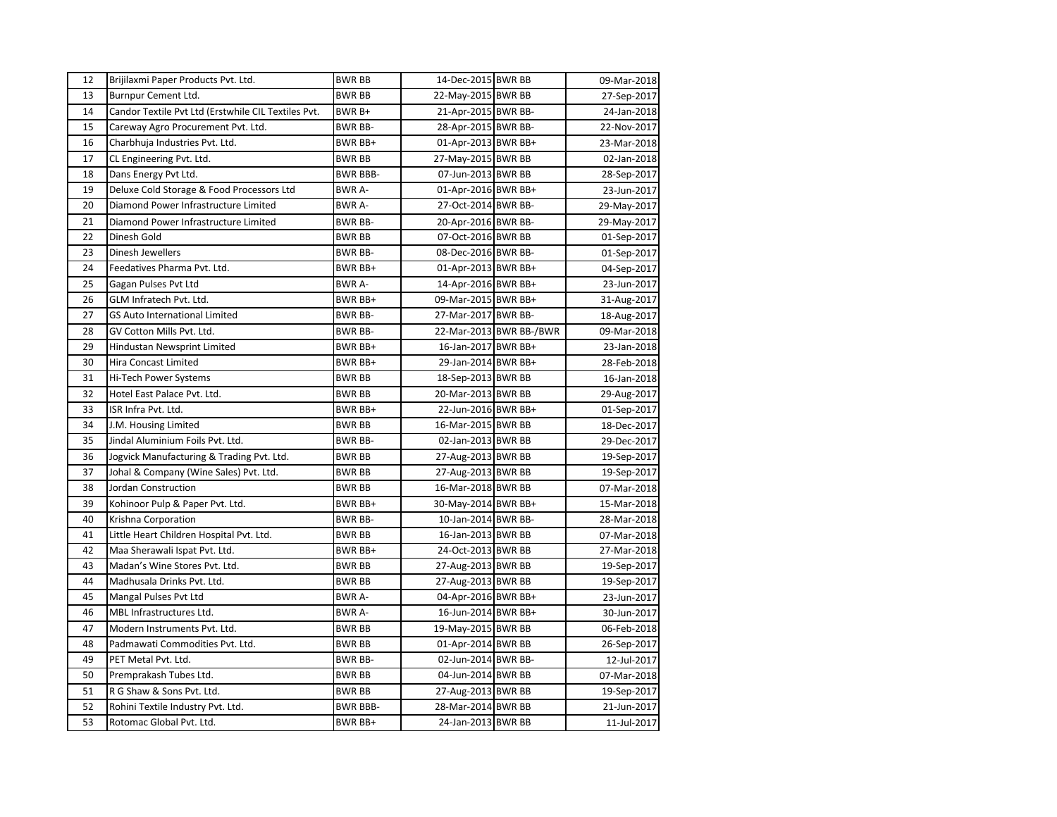| 12 | Brijilaxmi Paper Products Pvt. Ltd. | BWR BB | 14-Dec-2015 | BWR BB | 09-Mar-2018 |
|---|---|---|---|---|---|
| 13 | Burnpur Cement Ltd. | BWR BB | 22-May-2015 | BWR BB | 27-Sep-2017 |
| 14 | Candor Textile Pvt Ltd (Erstwhile CIL Textiles Pvt. | BWR B+ | 21-Apr-2015 | BWR BB- | 24-Jan-2018 |
| 15 | Careway Agro Procurement Pvt. Ltd. | BWR BB- | 28-Apr-2015 | BWR BB- | 22-Nov-2017 |
| 16 | Charbhuja Industries Pvt. Ltd. | BWR BB+ | 01-Apr-2013 | BWR BB+ | 23-Mar-2018 |
| 17 | CL Engineering Pvt. Ltd. | BWR BB | 27-May-2015 | BWR BB | 02-Jan-2018 |
| 18 | Dans Energy Pvt Ltd. | BWR BBB- | 07-Jun-2013 | BWR BB | 28-Sep-2017 |
| 19 | Deluxe Cold Storage & Food Processors Ltd | BWR A- | 01-Apr-2016 | BWR BB+ | 23-Jun-2017 |
| 20 | Diamond Power Infrastructure Limited | BWR A- | 27-Oct-2014 | BWR BB- | 29-May-2017 |
| 21 | Diamond Power Infrastructure Limited | BWR BB- | 20-Apr-2016 | BWR BB- | 29-May-2017 |
| 22 | Dinesh Gold | BWR BB | 07-Oct-2016 | BWR BB | 01-Sep-2017 |
| 23 | Dinesh Jewellers | BWR BB- | 08-Dec-2016 | BWR BB- | 01-Sep-2017 |
| 24 | Feedatives Pharma Pvt. Ltd. | BWR BB+ | 01-Apr-2013 | BWR BB+ | 04-Sep-2017 |
| 25 | Gagan Pulses Pvt Ltd | BWR A- | 14-Apr-2016 | BWR BB+ | 23-Jun-2017 |
| 26 | GLM Infratech Pvt. Ltd. | BWR BB+ | 09-Mar-2015 | BWR BB+ | 31-Aug-2017 |
| 27 | GS Auto International Limited | BWR BB- | 27-Mar-2017 | BWR BB- | 18-Aug-2017 |
| 28 | GV Cotton Mills Pvt. Ltd. | BWR BB- | 22-Mar-2013 | BWR BB-/BWR | 09-Mar-2018 |
| 29 | Hindustan Newsprint Limited | BWR BB+ | 16-Jan-2017 | BWR BB+ | 23-Jan-2018 |
| 30 | Hira Concast Limited | BWR BB+ | 29-Jan-2014 | BWR BB+ | 28-Feb-2018 |
| 31 | Hi-Tech Power Systems | BWR BB | 18-Sep-2013 | BWR BB | 16-Jan-2018 |
| 32 | Hotel East Palace Pvt. Ltd. | BWR BB | 20-Mar-2013 | BWR BB | 29-Aug-2017 |
| 33 | ISR Infra Pvt. Ltd. | BWR BB+ | 22-Jun-2016 | BWR BB+ | 01-Sep-2017 |
| 34 | J.M. Housing Limited | BWR BB | 16-Mar-2015 | BWR BB | 18-Dec-2017 |
| 35 | Jindal Aluminium Foils Pvt. Ltd. | BWR BB- | 02-Jan-2013 | BWR BB | 29-Dec-2017 |
| 36 | Jogvick Manufacturing & Trading Pvt. Ltd. | BWR BB | 27-Aug-2013 | BWR BB | 19-Sep-2017 |
| 37 | Johal & Company (Wine Sales) Pvt. Ltd. | BWR BB | 27-Aug-2013 | BWR BB | 19-Sep-2017 |
| 38 | Jordan Construction | BWR BB | 16-Mar-2018 | BWR BB | 07-Mar-2018 |
| 39 | Kohinoor Pulp & Paper Pvt. Ltd. | BWR BB+ | 30-May-2014 | BWR BB+ | 15-Mar-2018 |
| 40 | Krishna Corporation | BWR BB- | 10-Jan-2014 | BWR BB- | 28-Mar-2018 |
| 41 | Little Heart Children Hospital Pvt. Ltd. | BWR BB | 16-Jan-2013 | BWR BB | 07-Mar-2018 |
| 42 | Maa Sherawali Ispat Pvt. Ltd. | BWR BB+ | 24-Oct-2013 | BWR BB | 27-Mar-2018 |
| 43 | Madan's Wine Stores Pvt. Ltd. | BWR BB | 27-Aug-2013 | BWR BB | 19-Sep-2017 |
| 44 | Madhusala Drinks Pvt. Ltd. | BWR BB | 27-Aug-2013 | BWR BB | 19-Sep-2017 |
| 45 | Mangal Pulses Pvt Ltd | BWR A- | 04-Apr-2016 | BWR BB+ | 23-Jun-2017 |
| 46 | MBL Infrastructures Ltd. | BWR A- | 16-Jun-2014 | BWR BB+ | 30-Jun-2017 |
| 47 | Modern Instruments Pvt. Ltd. | BWR BB | 19-May-2015 | BWR BB | 06-Feb-2018 |
| 48 | Padmawati Commodities Pvt. Ltd. | BWR BB | 01-Apr-2014 | BWR BB | 26-Sep-2017 |
| 49 | PET Metal Pvt. Ltd. | BWR BB- | 02-Jun-2014 | BWR BB- | 12-Jul-2017 |
| 50 | Premprakash Tubes Ltd. | BWR BB | 04-Jun-2014 | BWR BB | 07-Mar-2018 |
| 51 | R G Shaw & Sons Pvt. Ltd. | BWR BB | 27-Aug-2013 | BWR BB | 19-Sep-2017 |
| 52 | Rohini Textile Industry Pvt. Ltd. | BWR BBB- | 28-Mar-2014 | BWR BB | 21-Jun-2017 |
| 53 | Rotomac Global Pvt. Ltd. | BWR BB+ | 24-Jan-2013 | BWR BB | 11-Jul-2017 |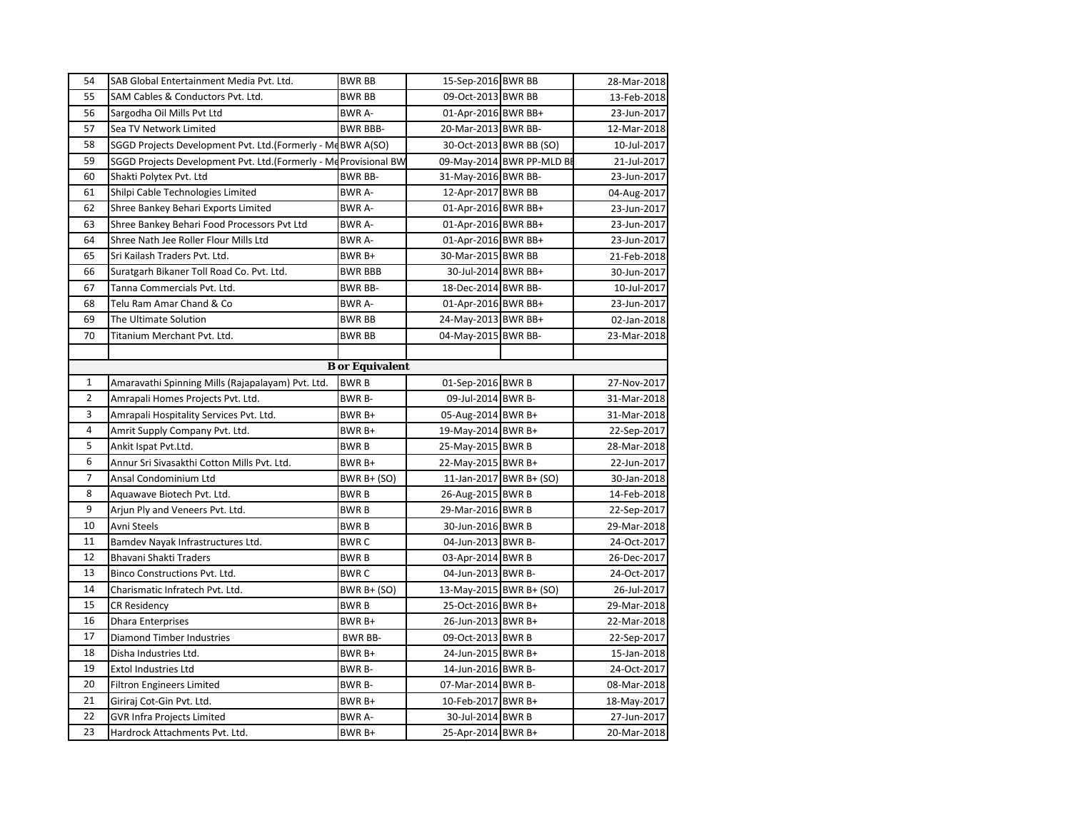| 54 | SAB Global Entertainment Media Pvt. Ltd. | BWR BB | 15-Sep-2016 | BWR BB | 28-Mar-2018 |
|---|---|---|---|---|---|
| 55 | SAM Cables & Conductors Pvt. Ltd. | BWR BB | 09-Oct-2013 | BWR BB | 13-Feb-2018 |
| 56 | Sargodha Oil Mills Pvt Ltd | BWR A- | 01-Apr-2016 | BWR BB+ | 23-Jun-2017 |
| 57 | Sea TV Network Limited | BWR BBB- | 20-Mar-2013 | BWR BB- | 12-Mar-2018 |
| 58 | SGGD Projects Development Pvt. Ltd.(Formerly - Me | BWR A(SO) | 30-Oct-2013 | BWR BB (SO) | 10-Jul-2017 |
| 59 | SGGD Projects Development Pvt. Ltd.(Formerly - Me | Provisional BW | 09-May-2014 | BWR PP-MLD BE | 21-Jul-2017 |
| 60 | Shakti Polytex Pvt. Ltd | BWR BB- | 31-May-2016 | BWR BB- | 23-Jun-2017 |
| 61 | Shilpi Cable Technologies Limited | BWR A- | 12-Apr-2017 | BWR BB | 04-Aug-2017 |
| 62 | Shree Bankey Behari Exports Limited | BWR A- | 01-Apr-2016 | BWR BB+ | 23-Jun-2017 |
| 63 | Shree Bankey Behari Food Processors Pvt Ltd | BWR A- | 01-Apr-2016 | BWR BB+ | 23-Jun-2017 |
| 64 | Shree Nath Jee Roller Flour Mills Ltd | BWR A- | 01-Apr-2016 | BWR BB+ | 23-Jun-2017 |
| 65 | Sri Kailash Traders Pvt. Ltd. | BWR B+ | 30-Mar-2015 | BWR BB | 21-Feb-2018 |
| 66 | Suratgarh Bikaner Toll Road Co. Pvt. Ltd. | BWR BBB | 30-Jul-2014 | BWR BB+ | 30-Jun-2017 |
| 67 | Tanna Commercials Pvt. Ltd. | BWR BB- | 18-Dec-2014 | BWR BB- | 10-Jul-2017 |
| 68 | Telu Ram Amar Chand & Co | BWR A- | 01-Apr-2016 | BWR BB+ | 23-Jun-2017 |
| 69 | The Ultimate Solution | BWR BB | 24-May-2013 | BWR BB+ | 02-Jan-2018 |
| 70 | Titanium Merchant Pvt. Ltd. | BWR BB | 04-May-2015 | BWR BB- | 23-Mar-2018 |
| | | | | | |
| | | **B or Equivalent** | | | |
| 1 | Amaravathi Spinning Mills (Rajapalayam) Pvt. Ltd. | BWR B | 01-Sep-2016 | BWR B | 27-Nov-2017 |
| 2 | Amrapali Homes Projects Pvt. Ltd. | BWR B- | 09-Jul-2014 | BWR B- | 31-Mar-2018 |
| 3 | Amrapali Hospitality Services Pvt. Ltd. | BWR B+ | 05-Aug-2014 | BWR B+ | 31-Mar-2018 |
| 4 | Amrit Supply Company Pvt. Ltd. | BWR B+ | 19-May-2014 | BWR B+ | 22-Sep-2017 |
| 5 | Ankit Ispat Pvt.Ltd. | BWR B | 25-May-2015 | BWR B | 28-Mar-2018 |
| 6 | Annur Sri Sivasakthi Cotton Mills Pvt. Ltd. | BWR B+ | 22-May-2015 | BWR B+ | 22-Jun-2017 |
| 7 | Ansal Condominium Ltd | BWR B+ (SO) | 11-Jan-2017 | BWR B+ (SO) | 30-Jan-2018 |
| 8 | Aquawave Biotech Pvt. Ltd. | BWR B | 26-Aug-2015 | BWR B | 14-Feb-2018 |
| 9 | Arjun Ply and Veneers Pvt. Ltd. | BWR B | 29-Mar-2016 | BWR B | 22-Sep-2017 |
| 10 | Avni Steels | BWR B | 30-Jun-2016 | BWR B | 29-Mar-2018 |
| 11 | Bamdev Nayak Infrastructures Ltd. | BWR C | 04-Jun-2013 | BWR B- | 24-Oct-2017 |
| 12 | Bhavani Shakti Traders | BWR B | 03-Apr-2014 | BWR B | 26-Dec-2017 |
| 13 | Binco Constructions Pvt. Ltd. | BWR C | 04-Jun-2013 | BWR B- | 24-Oct-2017 |
| 14 | Charismatic Infratech Pvt. Ltd. | BWR B+ (SO) | 13-May-2015 | BWR B+ (SO) | 26-Jul-2017 |
| 15 | CR Residency | BWR B | 25-Oct-2016 | BWR B+ | 29-Mar-2018 |
| 16 | Dhara Enterprises | BWR B+ | 26-Jun-2013 | BWR B+ | 22-Mar-2018 |
| 17 | Diamond Timber Industries | BWR BB- | 09-Oct-2013 | BWR B | 22-Sep-2017 |
| 18 | Disha Industries Ltd. | BWR B+ | 24-Jun-2015 | BWR B+ | 15-Jan-2018 |
| 19 | Extol Industries Ltd | BWR B- | 14-Jun-2016 | BWR B- | 24-Oct-2017 |
| 20 | Filtron Engineers Limited | BWR B- | 07-Mar-2014 | BWR B- | 08-Mar-2018 |
| 21 | Giriraj Cot-Gin Pvt. Ltd. | BWR B+ | 10-Feb-2017 | BWR B+ | 18-May-2017 |
| 22 | GVR Infra Projects Limited | BWR A- | 30-Jul-2014 | BWR B | 27-Jun-2017 |
| 23 | Hardrock Attachments Pvt. Ltd. | BWR B+ | 25-Apr-2014 | BWR B+ | 20-Mar-2018 |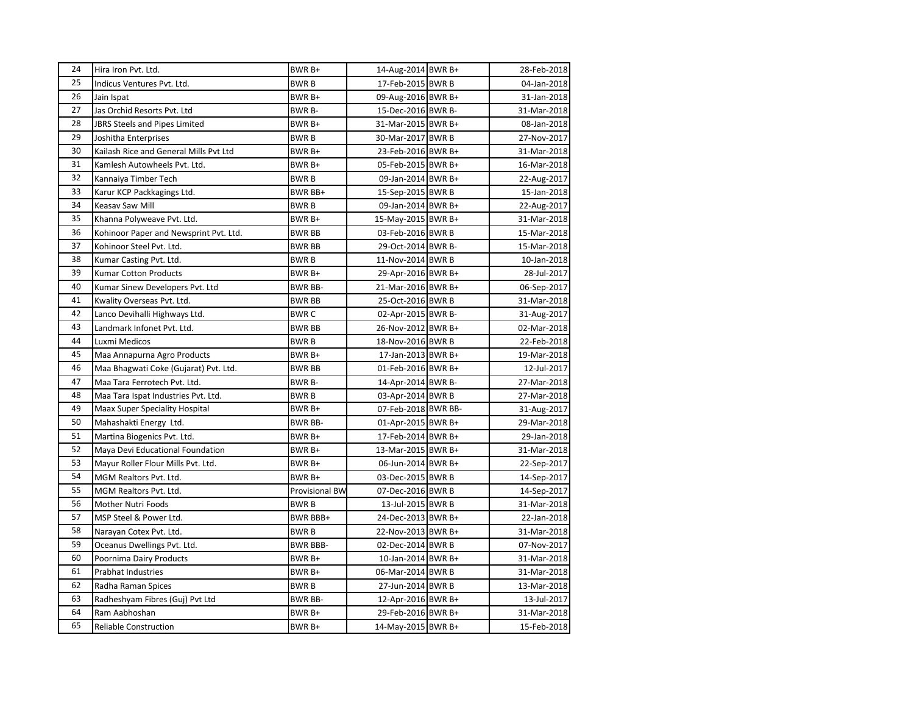| 24 | Hira Iron Pvt. Ltd. | BWR B+ | 14-Aug-2014 | BWR B+ | 28-Feb-2018 |
|---|---|---|---|---|---|
| 25 | Indicus Ventures Pvt. Ltd. | BWR B | 17-Feb-2015 | BWR B | 04-Jan-2018 |
| 26 | Jain Ispat | BWR B+ | 09-Aug-2016 | BWR B+ | 31-Jan-2018 |
| 27 | Jas Orchid Resorts Pvt. Ltd | BWR B- | 15-Dec-2016 | BWR B- | 31-Mar-2018 |
| 28 | JBRS Steels and Pipes Limited | BWR B+ | 31-Mar-2015 | BWR B+ | 08-Jan-2018 |
| 29 | Joshitha Enterprises | BWR B | 30-Mar-2017 | BWR B | 27-Nov-2017 |
| 30 | Kailash Rice and General Mills Pvt Ltd | BWR B+ | 23-Feb-2016 | BWR B+ | 31-Mar-2018 |
| 31 | Kamlesh Autowheels Pvt. Ltd. | BWR B+ | 05-Feb-2015 | BWR B+ | 16-Mar-2018 |
| 32 | Kannaiya Timber Tech | BWR B | 09-Jan-2014 | BWR B+ | 22-Aug-2017 |
| 33 | Karur KCP Packkagings Ltd. | BWR BB+ | 15-Sep-2015 | BWR B | 15-Jan-2018 |
| 34 | Keasav Saw Mill | BWR B | 09-Jan-2014 | BWR B+ | 22-Aug-2017 |
| 35 | Khanna Polyweave Pvt. Ltd. | BWR B+ | 15-May-2015 | BWR B+ | 31-Mar-2018 |
| 36 | Kohinoor Paper and Newsprint Pvt. Ltd. | BWR BB | 03-Feb-2016 | BWR B | 15-Mar-2018 |
| 37 | Kohinoor Steel Pvt. Ltd. | BWR BB | 29-Oct-2014 | BWR B- | 15-Mar-2018 |
| 38 | Kumar Casting Pvt. Ltd. | BWR B | 11-Nov-2014 | BWR B | 10-Jan-2018 |
| 39 | Kumar Cotton Products | BWR B+ | 29-Apr-2016 | BWR B+ | 28-Jul-2017 |
| 40 | Kumar Sinew Developers Pvt. Ltd | BWR BB- | 21-Mar-2016 | BWR B+ | 06-Sep-2017 |
| 41 | Kwality Overseas Pvt. Ltd. | BWR BB | 25-Oct-2016 | BWR B | 31-Mar-2018 |
| 42 | Lanco Devihalli Highways Ltd. | BWR C | 02-Apr-2015 | BWR B- | 31-Aug-2017 |
| 43 | Landmark Infonet Pvt. Ltd. | BWR BB | 26-Nov-2012 | BWR B+ | 02-Mar-2018 |
| 44 | Luxmi Medicos | BWR B | 18-Nov-2016 | BWR B | 22-Feb-2018 |
| 45 | Maa Annapurna Agro Products | BWR B+ | 17-Jan-2013 | BWR B+ | 19-Mar-2018 |
| 46 | Maa Bhagwati Coke (Gujarat) Pvt. Ltd. | BWR BB | 01-Feb-2016 | BWR B+ | 12-Jul-2017 |
| 47 | Maa Tara Ferrotech Pvt. Ltd. | BWR B- | 14-Apr-2014 | BWR B- | 27-Mar-2018 |
| 48 | Maa Tara Ispat Industries Pvt. Ltd. | BWR B | 03-Apr-2014 | BWR B | 27-Mar-2018 |
| 49 | Maax Super Speciality Hospital | BWR B+ | 07-Feb-2018 | BWR BB- | 31-Aug-2017 |
| 50 | Mahashakti Energy Ltd. | BWR BB- | 01-Apr-2015 | BWR B+ | 29-Mar-2018 |
| 51 | Martina Biogenics Pvt. Ltd. | BWR B+ | 17-Feb-2014 | BWR B+ | 29-Jan-2018 |
| 52 | Maya Devi Educational Foundation | BWR B+ | 13-Mar-2015 | BWR B+ | 31-Mar-2018 |
| 53 | Mayur Roller Flour Mills Pvt. Ltd. | BWR B+ | 06-Jun-2014 | BWR B+ | 22-Sep-2017 |
| 54 | MGM Realtors Pvt. Ltd. | BWR B+ | 03-Dec-2015 | BWR B | 14-Sep-2017 |
| 55 | MGM Realtors Pvt. Ltd. | Provisional BW | 07-Dec-2016 | BWR B | 14-Sep-2017 |
| 56 | Mother Nutri Foods | BWR B | 13-Jul-2015 | BWR B | 31-Mar-2018 |
| 57 | MSP Steel & Power Ltd. | BWR BBB+ | 24-Dec-2013 | BWR B+ | 22-Jan-2018 |
| 58 | Narayan Cotex Pvt. Ltd. | BWR B | 22-Nov-2013 | BWR B+ | 31-Mar-2018 |
| 59 | Oceanus Dwellings Pvt. Ltd. | BWR BBB- | 02-Dec-2014 | BWR B | 07-Nov-2017 |
| 60 | Poornima Dairy Products | BWR B+ | 10-Jan-2014 | BWR B+ | 31-Mar-2018 |
| 61 | Prabhat Industries | BWR B+ | 06-Mar-2014 | BWR B | 31-Mar-2018 |
| 62 | Radha Raman Spices | BWR B | 27-Jun-2014 | BWR B | 13-Mar-2018 |
| 63 | Radheshyam Fibres (Guj) Pvt Ltd | BWR BB- | 12-Apr-2016 | BWR B+ | 13-Jul-2017 |
| 64 | Ram Aabhoshan | BWR B+ | 29-Feb-2016 | BWR B+ | 31-Mar-2018 |
| 65 | Reliable Construction | BWR B+ | 14-May-2015 | BWR B+ | 15-Feb-2018 |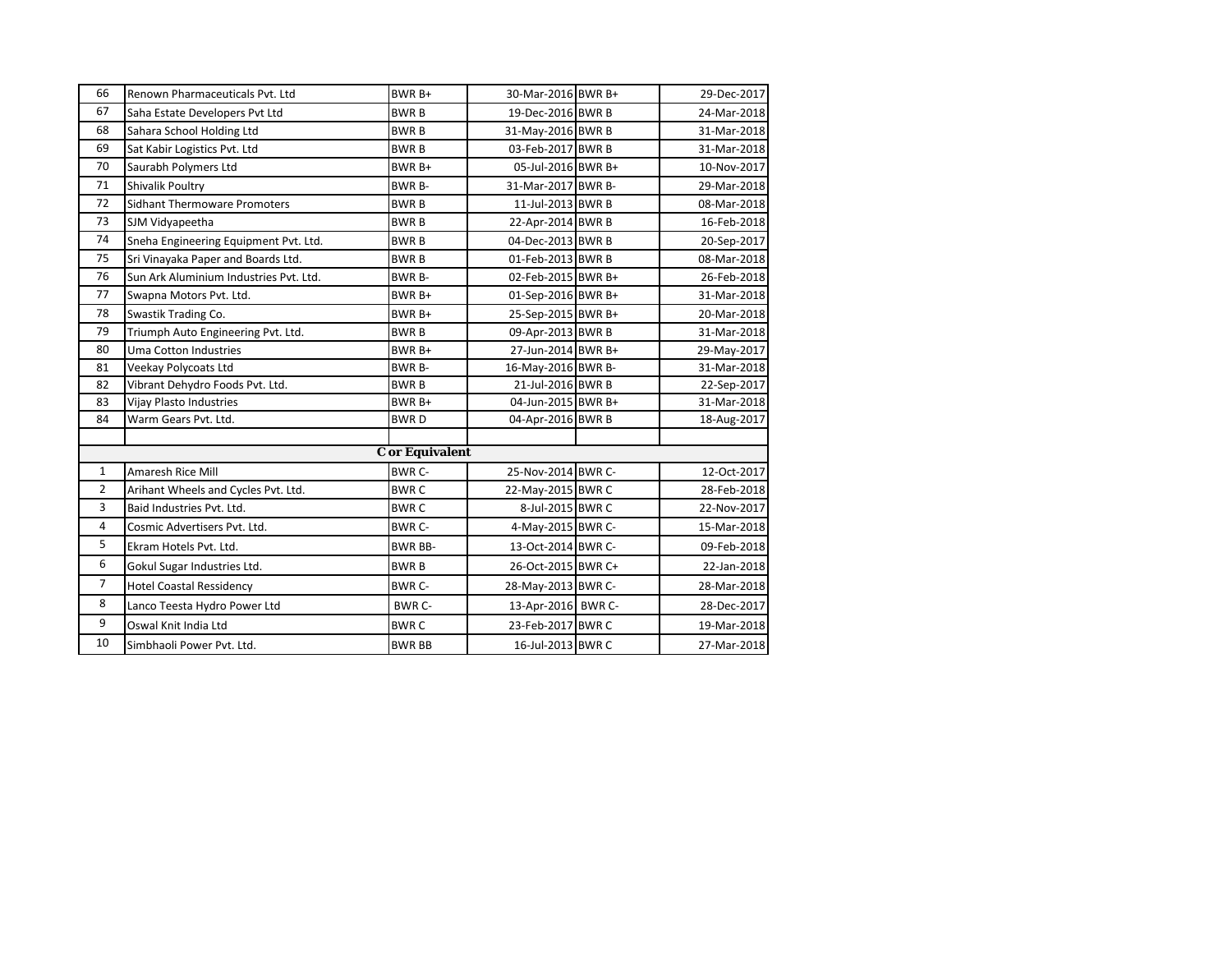| | | | | | |
|---|---|---|---|---|---|
| 66 | Renown Pharmaceuticals Pvt. Ltd | BWR B+ | 30-Mar-2016 | BWR B+ | 29-Dec-2017 |
| 67 | Saha Estate Developers Pvt Ltd | BWR B | 19-Dec-2016 | BWR B | 24-Mar-2018 |
| 68 | Sahara School Holding Ltd | BWR B | 31-May-2016 | BWR B | 31-Mar-2018 |
| 69 | Sat Kabir Logistics Pvt. Ltd | BWR B | 03-Feb-2017 | BWR B | 31-Mar-2018 |
| 70 | Saurabh Polymers Ltd | BWR B+ | 05-Jul-2016 | BWR B+ | 10-Nov-2017 |
| 71 | Shivalik Poultry | BWR B- | 31-Mar-2017 | BWR B- | 29-Mar-2018 |
| 72 | Sidhant Thermoware Promoters | BWR B | 11-Jul-2013 | BWR B | 08-Mar-2018 |
| 73 | SJM Vidyapeetha | BWR B | 22-Apr-2014 | BWR B | 16-Feb-2018 |
| 74 | Sneha Engineering Equipment Pvt. Ltd. | BWR B | 04-Dec-2013 | BWR B | 20-Sep-2017 |
| 75 | Sri Vinayaka Paper and Boards Ltd. | BWR B | 01-Feb-2013 | BWR B | 08-Mar-2018 |
| 76 | Sun Ark Aluminium Industries Pvt. Ltd. | BWR B- | 02-Feb-2015 | BWR B+ | 26-Feb-2018 |
| 77 | Swapna Motors Pvt. Ltd. | BWR B+ | 01-Sep-2016 | BWR B+ | 31-Mar-2018 |
| 78 | Swastik Trading Co. | BWR B+ | 25-Sep-2015 | BWR B+ | 20-Mar-2018 |
| 79 | Triumph Auto Engineering Pvt. Ltd. | BWR B | 09-Apr-2013 | BWR B | 31-Mar-2018 |
| 80 | Uma Cotton Industries | BWR B+ | 27-Jun-2014 | BWR B+ | 29-May-2017 |
| 81 | Veekay Polycoats Ltd | BWR B- | 16-May-2016 | BWR B- | 31-Mar-2018 |
| 82 | Vibrant Dehydro Foods Pvt. Ltd. | BWR B | 21-Jul-2016 | BWR B | 22-Sep-2017 |
| 83 | Vijay Plasto Industries | BWR B+ | 04-Jun-2015 | BWR B+ | 31-Mar-2018 |
| 84 | Warm Gears Pvt. Ltd. | BWR D | 04-Apr-2016 | BWR B | 18-Aug-2017 |
| | | | | | |
| | | **C or Equivalent** | | | |
| 1 | Amaresh Rice Mill | BWR C- | 25-Nov-2014 | BWR C- | 12-Oct-2017 |
| 2 | Arihant Wheels and Cycles Pvt. Ltd. | BWR C | 22-May-2015 | BWR C | 28-Feb-2018 |
| 3 | Baid Industries Pvt. Ltd. | BWR C | 8-Jul-2015 | BWR C | 22-Nov-2017 |
| 4 | Cosmic Advertisers Pvt. Ltd. | BWR C- | 4-May-2015 | BWR C- | 15-Mar-2018 |
| 5 | Ekram Hotels Pvt. Ltd. | BWR BB- | 13-Oct-2014 | BWR C- | 09-Feb-2018 |
| 6 | Gokul Sugar Industries Ltd. | BWR B | 26-Oct-2015 | BWR C+ | 22-Jan-2018 |
| 7 | Hotel Coastal Ressidency | BWR C- | 28-May-2013 | BWR C- | 28-Mar-2018 |
| 8 | Lanco Teesta Hydro Power Ltd | BWR C- | 13-Apr-2016 | BWR C- | 28-Dec-2017 |
| 9 | Oswal Knit India Ltd | BWR C | 23-Feb-2017 | BWR C | 19-Mar-2018 |
| 10 | Simbhaoli Power Pvt. Ltd. | BWR BB | 16-Jul-2013 | BWR C | 27-Mar-2018 |